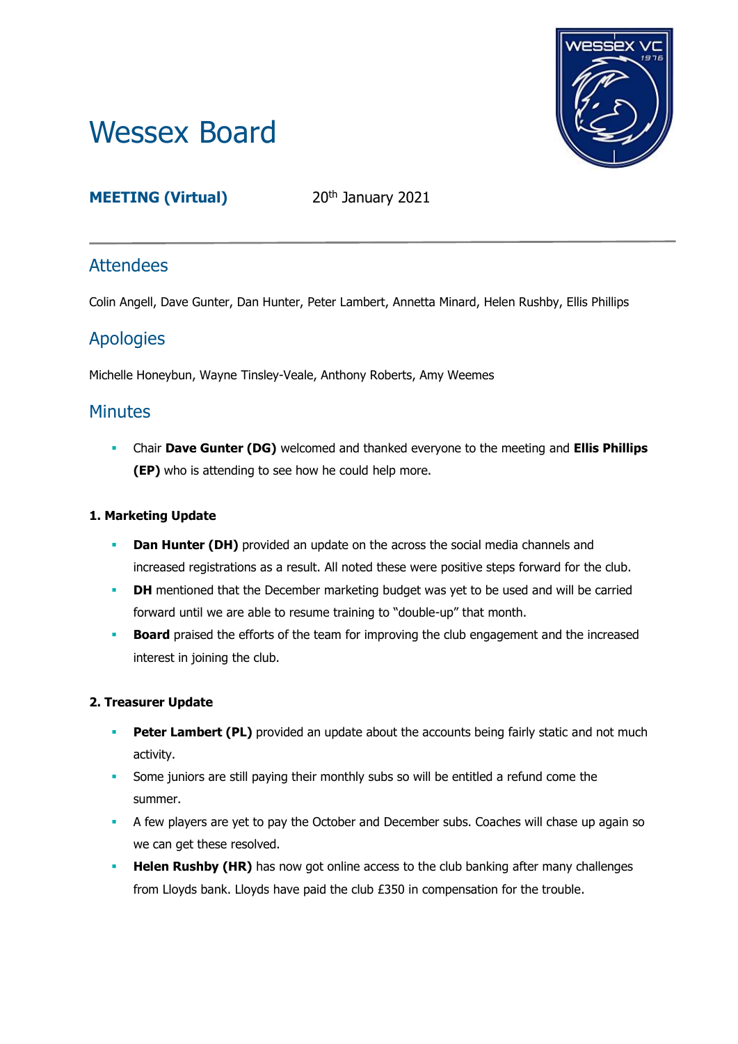# Wessex Board

**MEETING (Virtual)** 20th January 2021

## Attendees

Colin Angell, Dave Gunter, Dan Hunter, Peter Lambert, Annetta Minard, Helen Rushby, Ellis Phillips

## Apologies

Michelle Honeybun, Wayne Tinsley-Veale, Anthony Roberts, Amy Weemes

## Minutes

- Chair **Dave Gunter (DG)** welcomed and thanked everyone to the meeting and **Ellis Phillips (EP)** who is attending to see how he could help more.

**1. Marketing Update**

- **Dan Hunter (DH)** provided an update on the across the social media channels and increased registrations as a result. All noted these were positive steps forward for the club.
- **DH** mentioned that the December marketing budget was yet to be used and will be carried forward until we are able to resume training to "double-up" that month.
- **Board** praised the efforts of the team for improving the club engagement and the increased interest in joining the club.

**2. Treasurer Update**

- **Peter Lambert (PL)** provided an update about the accounts being fairly static and not much activity.
- Some juniors are still paying their monthly subs so will be entitled a refund come the summer.
- A few players are yet to pay the October and December subs. Coaches will chase up again so we can get these resolved.
- **Helen Rushby (HR)** has now got online access to the club banking after many challenges from Lloyds bank. Lloyds have paid the club £350 in compensation for the trouble.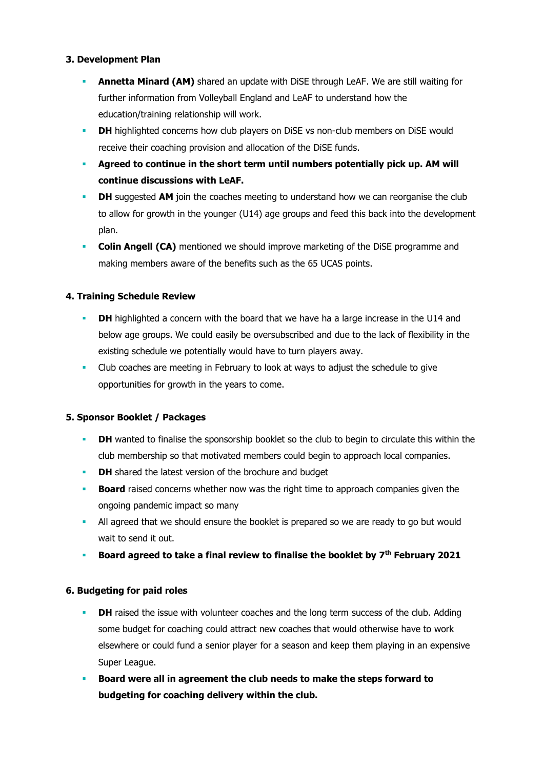### 3. Development Plan

- **Annetta Minard (AM)** shared an update with DiSE through LeAF. We are still waiting for further information from Volleyball England and LeAF to understand how the education/training relationship will work.
- **DH** highlighted concerns how club players on DiSE vs non-club members on DiSE would receive their coaching provision and allocation of the DiSE funds.
- **Agreed to continue in the short term until numbers potentially pick up. AM will continue discussions with LeAF.**
- **DH** suggested **AM** join the coaches meeting to understand how we can reorganise the club to allow for growth in the younger (U14) age groups and feed this back into the development plan.
- **Colin Angell (CA)** mentioned we should improve marketing of the DiSE programme and making members aware of the benefits such as the 65 UCAS points.

### 4. Training Schedule Review

- **DH** highlighted a concern with the board that we have ha a large increase in the U14 and below age groups. We could easily be oversubscribed and due to the lack of flexibility in the existing schedule we potentially would have to turn players away.
- Club coaches are meeting in February to look at ways to adjust the schedule to give opportunities for growth in the years to come.

### 5. Sponsor Booklet / Packages

- **DH** wanted to finalise the sponsorship booklet so the club to begin to circulate this within the club membership so that motivated members could begin to approach local companies.
- **DH** shared the latest version of the brochure and budget
- **Board** raised concerns whether now was the right time to approach companies given the ongoing pandemic impact so many
- All agreed that we should ensure the booklet is prepared so we are ready to go but would wait to send it out.
- **Board agreed to take a final review to finalise the booklet by 7th February 2021**

### 6. Budgeting for paid roles

- **DH** raised the issue with volunteer coaches and the long term success of the club. Adding some budget for coaching could attract new coaches that would otherwise have to work elsewhere or could fund a senior player for a season and keep them playing in an expensive Super League.
- **Board were all in agreement the club needs to make the steps forward to budgeting for coaching delivery within the club.**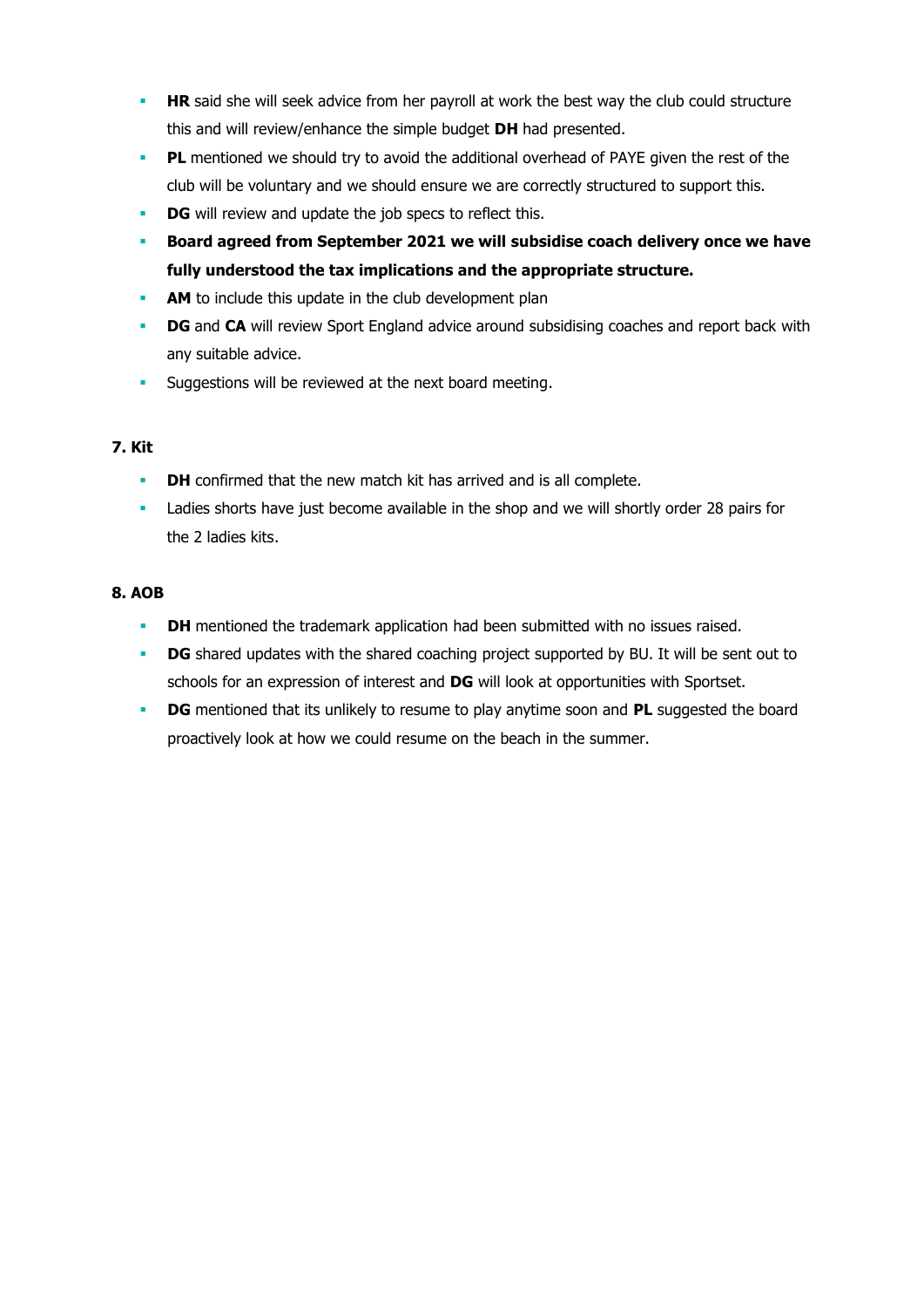- **HR** said she will seek advice from her payroll at work the best way the club could structure this and will review/enhance the simple budget **DH** had presented.
- **PL** mentioned we should try to avoid the additional overhead of PAYE given the rest of the club will be voluntary and we should ensure we are correctly structured to support this.
- **DG** will review and update the job specs to reflect this.
- **Board agreed from September 2021 we will subsidise coach delivery once we have fully understood the tax implications and the appropriate structure.**
- **AM** to include this update in the club development plan
- **DG** and **CA** will review Sport England advice around subsidising coaches and report back with any suitable advice.
- Suggestions will be reviewed at the next board meeting.

### 7. Kit

- **DH** confirmed that the new match kit has arrived and is all complete.
- Ladies shorts have just become available in the shop and we will shortly order 28 pairs for the 2 ladies kits.

### 8. AOB

- **DH** mentioned the trademark application had been submitted with no issues raised.
- **DG** shared updates with the shared coaching project supported by BU. It will be sent out to schools for an expression of interest and **DG** will look at opportunities with Sportset.
- **DG** mentioned that its unlikely to resume to play anytime soon and **PL** suggested the board proactively look at how we could resume on the beach in the summer.